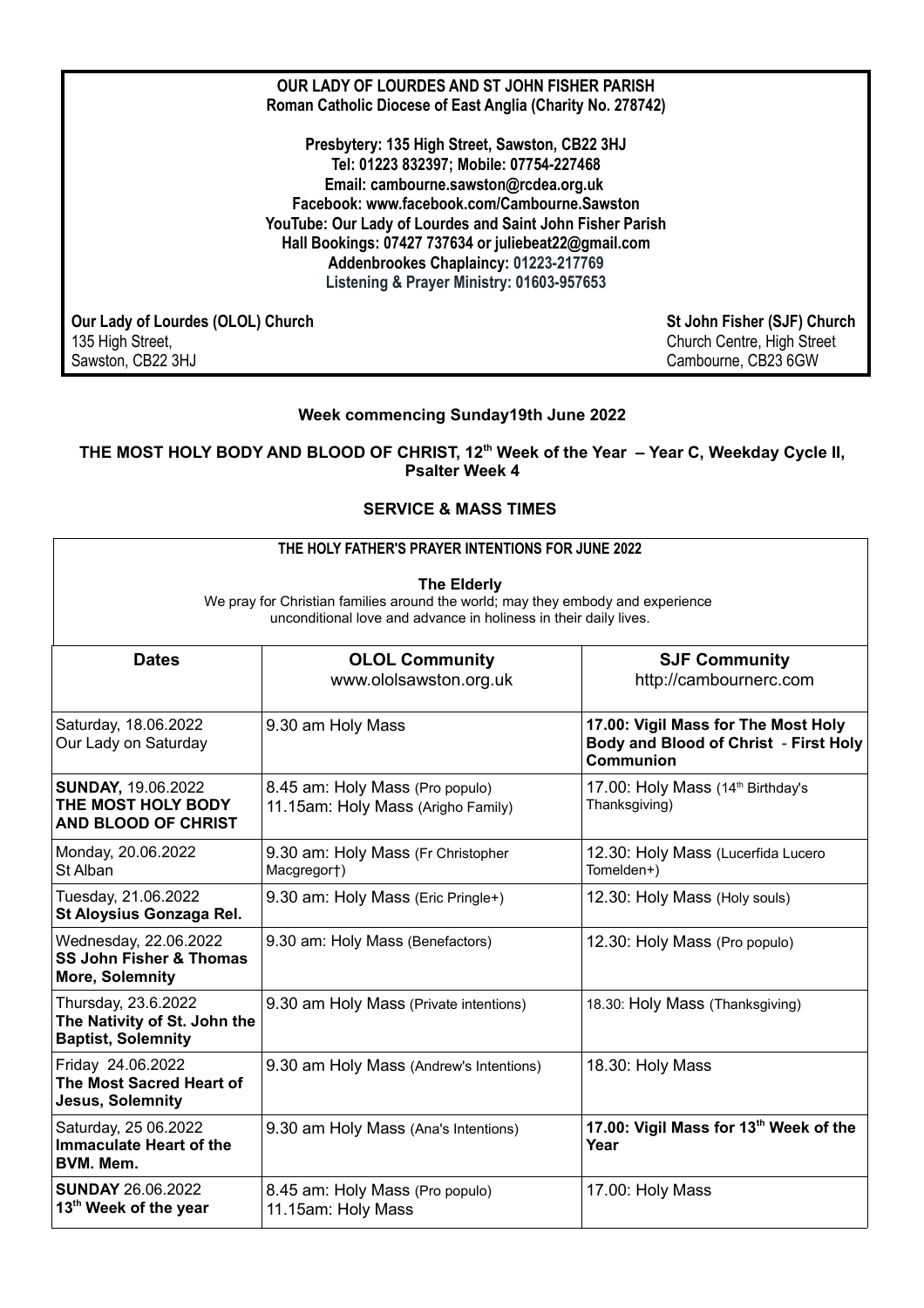**OUR LADY OF LOURDES AND ST JOHN FISHER PARISH**
**Roman Catholic Diocese of East Anglia (Charity No. 278742)**

**Presbytery: 135 High Street, Sawston, CB22 3HJ**
**Tel: 01223 832397; Mobile: 07754-227468**
**Email: cambourne.sawston@rcdea.org.uk**
**Facebook: www.facebook.com/Cambourne.Sawston**
**YouTube: Our Lady of Lourdes and Saint John Fisher Parish**
**Hall Bookings: 07427 737634 or juliebeat22@gmail.com**
**Addenbrookes Chaplaincy: 01223-217769**
**Listening & Prayer Ministry: 01603-957653**

**Our Lady of Lourdes (OLOL) Church**
135 High Street,
Sawston, CB22 3HJ

**St John Fisher (SJF) Church**
Church Centre, High Street
Cambourne, CB23 6GW

**Week commencing Sunday19th June 2022**

**THE MOST HOLY BODY AND BLOOD OF CHRIST, 12th Week of the Year – Year C, Weekday Cycle II, Psalter Week 4**

**SERVICE & MASS TIMES**

**THE HOLY FATHER'S PRAYER INTENTIONS FOR JUNE 2022**

**The Elderly**
We pray for Christian families around the world; may they embody and experience unconditional love and advance in holiness in their daily lives.

| Dates | OLOL Community www.ololsawston.org.uk | SJF Community http://cambournerc.com |
|---|---|---|
| Saturday, 18.06.2022 Our Lady on Saturday | 9.30 am Holy Mass | **17.00: Vigil Mass for The Most Holy Body and Blood of Christ - First Holy Communion** |
| **SUNDAY,** 19.06.2022 **THE MOST HOLY BODY AND BLOOD OF CHRIST** | 8.45 am: Holy Mass (Pro populo) 11.15am: Holy Mass (Arigho Family) | 17.00: Holy Mass (14th Birthday's Thanksgiving) |
| Monday, 20.06.2022 St Alban | 9.30 am: Holy Mass (Fr Christopher Macgregor†) | 12.30: Holy Mass (Lucerfida Lucero Tomelden+) |
| Tuesday, 21.06.2022 **St Aloysius Gonzaga Rel.** | 9.30 am: Holy Mass (Eric Pringle+) | 12.30: Holy Mass (Holy souls) |
| Wednesday, 22.06.2022 **SS John Fisher & Thomas More, Solemnity** | 9.30 am: Holy Mass (Benefactors) | 12.30: Holy Mass (Pro populo) |
| Thursday, 23.6.2022 **The Nativity of St. John the Baptist, Solemnity** | 9.30 am Holy Mass (Private intentions) | 18.30: Holy Mass (Thanksgiving) |
| Friday 24.06.2022 **The Most Sacred Heart of Jesus, Solemnity** | 9.30 am Holy Mass (Andrew's Intentions) | 18.30: Holy Mass |
| Saturday, 25 06.2022 **Immaculate Heart of the BVM. Mem.** | 9.30 am Holy Mass (Ana's Intentions) | **17.00: Vigil Mass for 13th Week of the Year** |
| **SUNDAY** 26.06.2022 **13th Week of the year** | 8.45 am: Holy Mass (Pro populo) 11.15am: Holy Mass | 17.00: Holy Mass |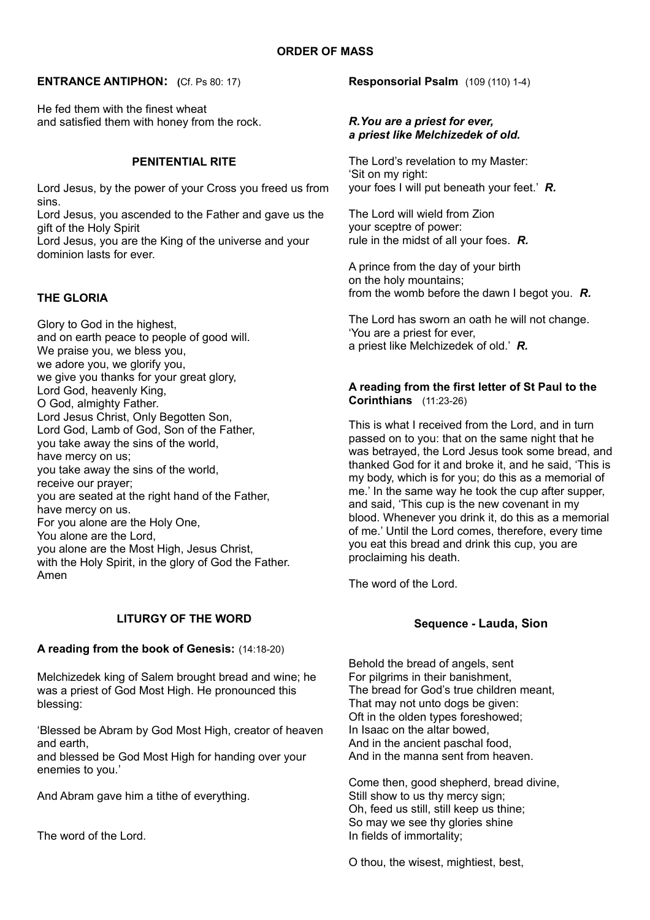## ORDER OF MASS

**ENTRANCE ANTIPHON: (**Cf. Ps 80: 17)

He fed them with the finest wheat
and satisfied them with honey from the rock.

### PENITENTIAL RITE

Lord Jesus, by the power of your Cross you freed us from sins.
Lord Jesus, you ascended to the Father and gave us the gift of the Holy Spirit
Lord Jesus, you are the King of the universe and your dominion lasts for ever.

### THE GLORIA

Glory to God in the highest,
and on earth peace to people of good will.
We praise you, we bless you,
we adore you, we glorify you,
we give you thanks for your great glory,
Lord God, heavenly King,
O God, almighty Father.
Lord Jesus Christ, Only Begotten Son,
Lord God, Lamb of God, Son of the Father,
you take away the sins of the world,
have mercy on us;
you take away the sins of the world,
receive our prayer;
you are seated at the right hand of the Father,
have mercy on us.
For you alone are the Holy One,
You alone are the Lord,
you alone are the Most High, Jesus Christ,
with the Holy Spirit, in the glory of God the Father.
Amen

### LITURGY OF THE WORD

**A reading from the book of Genesis:** (14:18-20)

Melchizedek king of Salem brought bread and wine; he was a priest of God Most High. He pronounced this blessing:

'Blessed be Abram by God Most High, creator of heaven and earth,
and blessed be God Most High for handing over your enemies to you.'

And Abram gave him a tithe of everything.

The word of the Lord.

**Responsorial Psalm** (109 (110) 1-4)

***R.You are a priest for ever,***
***a priest like Melchizedek of old.***

The Lord's revelation to my Master:
'Sit on my right:
your foes I will put beneath your feet.' ***R.***

The Lord will wield from Zion
your sceptre of power:
rule in the midst of all your foes. ***R.***

A prince from the day of your birth
on the holy mountains;
from the womb before the dawn I begot you. ***R.***

The Lord has sworn an oath he will not change.
'You are a priest for ever,
a priest like Melchizedek of old.' ***R.***

**A reading from the first letter of St Paul to the Corinthians** (11:23-26)

This is what I received from the Lord, and in turn passed on to you: that on the same night that he was betrayed, the Lord Jesus took some bread, and thanked God for it and broke it, and he said, 'This is my body, which is for you; do this as a memorial of me.' In the same way he took the cup after supper, and said, 'This cup is the new covenant in my blood. Whenever you drink it, do this as a memorial of me.' Until the Lord comes, therefore, every time you eat this bread and drink this cup, you are proclaiming his death.

The word of the Lord.

### Sequence - Lauda, Sion

Behold the bread of angels, sent
For pilgrims in their banishment,
The bread for God's true children meant,
That may not unto dogs be given:
Oft in the olden types foreshowed;
In Isaac on the altar bowed,
And in the ancient paschal food,
And in the manna sent from heaven.

Come then, good shepherd, bread divine,
Still show to us thy mercy sign;
Oh, feed us still, still keep us thine;
So may we see thy glories shine
In fields of immortality;

O thou, the wisest, mightiest, best,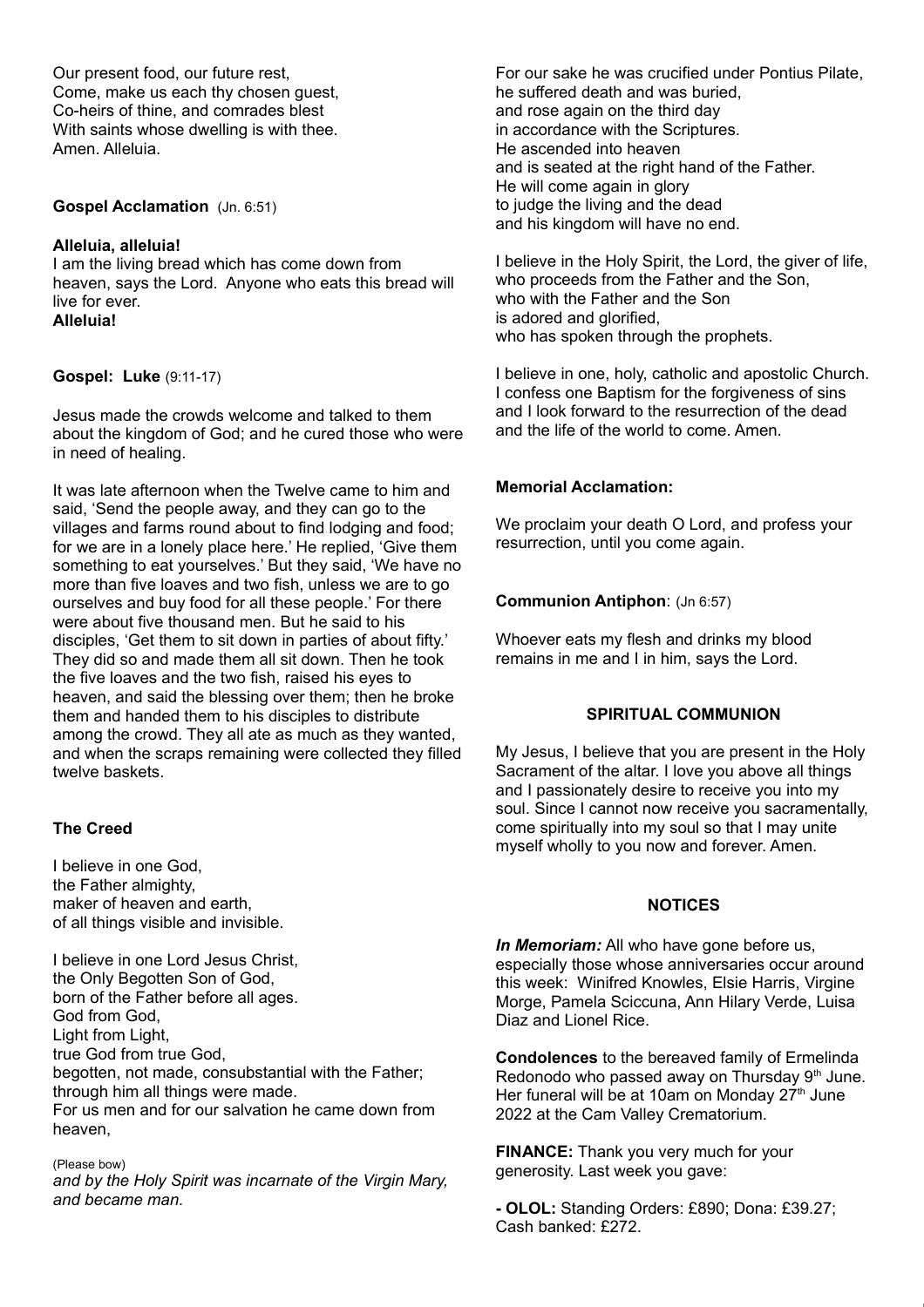Our present food, our future rest,
Come, make us each thy chosen guest,
Co-heirs of thine, and comrades blest
With saints whose dwelling is with thee.
Amen. Alleluia.

**Gospel Acclamation** (Jn. 6:51)

**Alleluia, alleluia!**
I am the living bread which has come down from heaven, says the Lord. Anyone who eats this bread will live for ever.
**Alleluia!**

**Gospel: Luke** (9:11-17)

Jesus made the crowds welcome and talked to them about the kingdom of God; and he cured those who were in need of healing.

It was late afternoon when the Twelve came to him and said, 'Send the people away, and they can go to the villages and farms round about to find lodging and food; for we are in a lonely place here.' He replied, 'Give them something to eat yourselves.' But they said, 'We have no more than five loaves and two fish, unless we are to go ourselves and buy food for all these people.' For there were about five thousand men. But he said to his disciples, 'Get them to sit down in parties of about fifty.' They did so and made them all sit down. Then he took the five loaves and the two fish, raised his eyes to heaven, and said the blessing over them; then he broke them and handed them to his disciples to distribute among the crowd. They all ate as much as they wanted, and when the scraps remaining were collected they filled twelve baskets.

**The Creed**

I believe in one God,
the Father almighty,
maker of heaven and earth,
of all things visible and invisible.

I believe in one Lord Jesus Christ,
the Only Begotten Son of God,
born of the Father before all ages.
God from God,
Light from Light,
true God from true God,
begotten, not made, consubstantial with the Father;
through him all things were made.
For us men and for our salvation he came down from heaven,

(Please bow)
*and by the Holy Spirit was incarnate of the Virgin Mary, and became man.*

For our sake he was crucified under Pontius Pilate,
he suffered death and was buried,
and rose again on the third day
in accordance with the Scriptures.
He ascended into heaven
and is seated at the right hand of the Father.
He will come again in glory
to judge the living and the dead
and his kingdom will have no end.

I believe in the Holy Spirit, the Lord, the giver of life,
who proceeds from the Father and the Son,
who with the Father and the Son
is adored and glorified,
who has spoken through the prophets.

I believe in one, holy, catholic and apostolic Church.
I confess one Baptism for the forgiveness of sins
and I look forward to the resurrection of the dead
and the life of the world to come. Amen.

**Memorial Acclamation:**

We proclaim your death O Lord, and profess your resurrection, until you come again.

**Communion Antiphon**: (Jn 6:57)

Whoever eats my flesh and drinks my blood remains in me and I in him, says the Lord.

**SPIRITUAL COMMUNION**

My Jesus, I believe that you are present in the Holy Sacrament of the altar. I love you above all things and I passionately desire to receive you into my soul. Since I cannot now receive you sacramentally, come spiritually into my soul so that I may unite myself wholly to you now and forever. Amen.

**NOTICES**

***In Memoriam:*** All who have gone before us, especially those whose anniversaries occur around this week: Winifred Knowles, Elsie Harris, Virgine Morge, Pamela Sciccuna, Ann Hilary Verde, Luisa Diaz and Lionel Rice.

**Condolences** to the bereaved family of Ermelinda Redonodo who passed away on Thursday 9th June. Her funeral will be at 10am on Monday 27th June 2022 at the Cam Valley Crematorium.

**FINANCE:** Thank you very much for your generosity. Last week you gave:

**- OLOL:** Standing Orders: £890; Dona: £39.27; Cash banked: £272.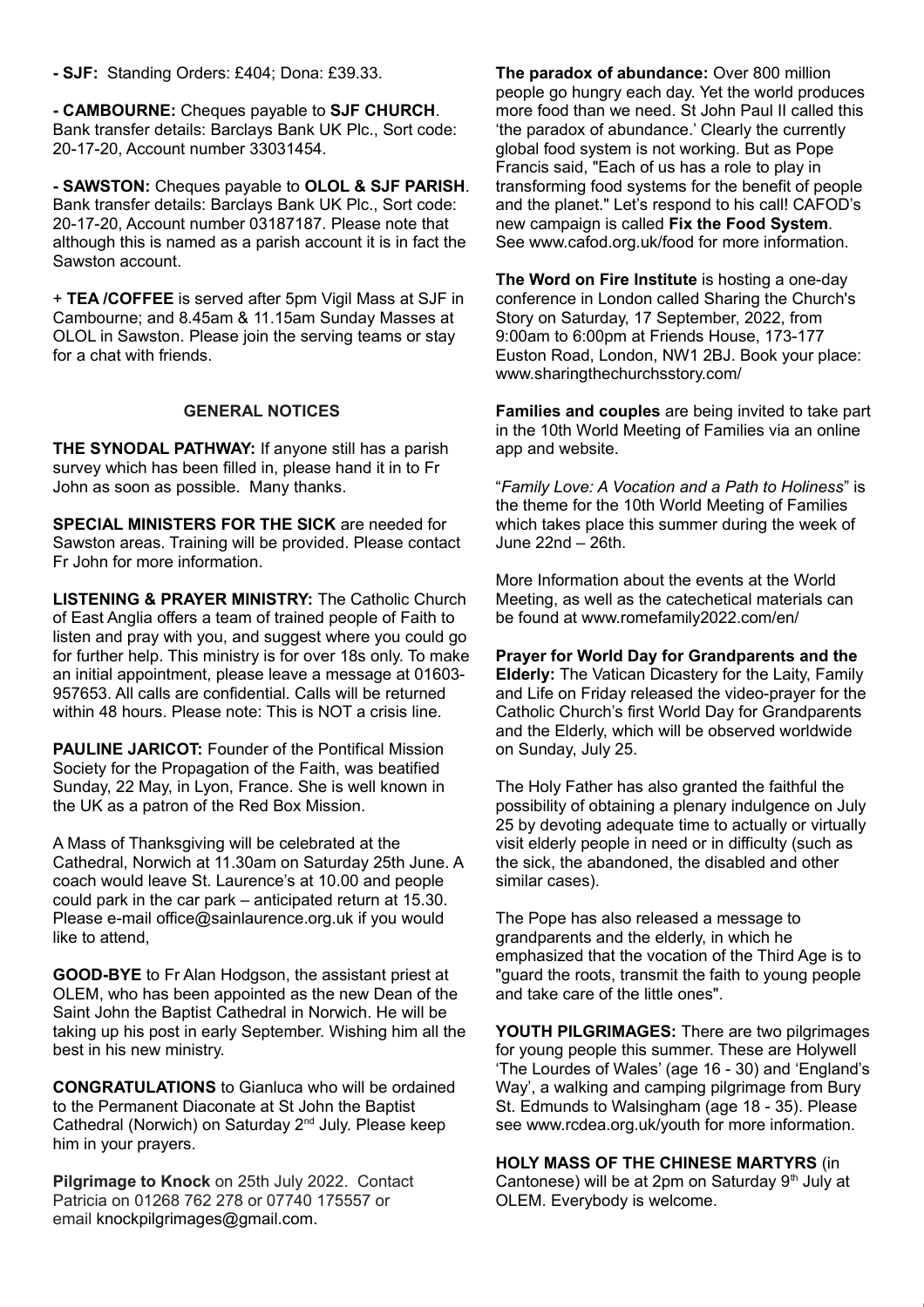**- SJF:** Standing Orders: £404; Dona: £39.33.

**- CAMBOURNE:** Cheques payable to **SJF CHURCH**. Bank transfer details: Barclays Bank UK Plc., Sort code: 20-17-20, Account number 33031454.

**- SAWSTON:** Cheques payable to **OLOL & SJF PARISH**. Bank transfer details: Barclays Bank UK Plc., Sort code: 20-17-20, Account number 03187187. Please note that although this is named as a parish account it is in fact the Sawston account.

+ **TEA /COFFEE** is served after 5pm Vigil Mass at SJF in Cambourne; and 8.45am & 11.15am Sunday Masses at OLOL in Sawston. Please join the serving teams or stay for a chat with friends.

## GENERAL NOTICES

**THE SYNODAL PATHWAY:** If anyone still has a parish survey which has been filled in, please hand it in to Fr John as soon as possible. Many thanks.

**SPECIAL MINISTERS FOR THE SICK** are needed for Sawston areas. Training will be provided. Please contact Fr John for more information.

**LISTENING & PRAYER MINISTRY:** The Catholic Church of East Anglia offers a team of trained people of Faith to listen and pray with you, and suggest where you could go for further help. This ministry is for over 18s only. To make an initial appointment, please leave a message at 01603-957653. All calls are confidential. Calls will be returned within 48 hours. Please note: This is NOT a crisis line.

**PAULINE JARICOT:** Founder of the Pontifical Mission Society for the Propagation of the Faith, was beatified Sunday, 22 May, in Lyon, France. She is well known in the UK as a patron of the Red Box Mission.

A Mass of Thanksgiving will be celebrated at the Cathedral, Norwich at 11.30am on Saturday 25th June. A coach would leave St. Laurence's at 10.00 and people could park in the car park – anticipated return at 15.30. Please e-mail office@sainlaurence.org.uk if you would like to attend,

**GOOD-BYE** to Fr Alan Hodgson, the assistant priest at OLEM, who has been appointed as the new Dean of the Saint John the Baptist Cathedral in Norwich. He will be taking up his post in early September. Wishing him all the best in his new ministry.

**CONGRATULATIONS** to Gianluca who will be ordained to the Permanent Diaconate at St John the Baptist Cathedral (Norwich) on Saturday 2nd July. Please keep him in your prayers.

**Pilgrimage to Knock** on 25th July 2022. Contact Patricia on 01268 762 278 or 07740 175557 or email knockpilgrimages@gmail.com.

**The paradox of abundance:** Over 800 million people go hungry each day. Yet the world produces more food than we need. St John Paul II called this 'the paradox of abundance.' Clearly the currently global food system is not working. But as Pope Francis said, "Each of us has a role to play in transforming food systems for the benefit of people and the planet." Let's respond to his call! CAFOD's new campaign is called **Fix the Food System**. See www.cafod.org.uk/food for more information.

**The Word on Fire Institute** is hosting a one-day conference in London called Sharing the Church's Story on Saturday, 17 September, 2022, from 9:00am to 6:00pm at Friends House, 173-177 Euston Road, London, NW1 2BJ. Book your place: www.sharingthechurchsstory.com/

**Families and couples** are being invited to take part in the 10th World Meeting of Families via an online app and website.

"*Family Love: A Vocation and a Path to Holiness*" is the theme for the 10th World Meeting of Families which takes place this summer during the week of June 22nd – 26th.

More Information about the events at the World Meeting, as well as the catechetical materials can be found at www.romefamily2022.com/en/

**Prayer for World Day for Grandparents and the Elderly:** The Vatican Dicastery for the Laity, Family and Life on Friday released the video-prayer for the Catholic Church's first World Day for Grandparents and the Elderly, which will be observed worldwide on Sunday, July 25.

The Holy Father has also granted the faithful the possibility of obtaining a plenary indulgence on July 25 by devoting adequate time to actually or virtually visit elderly people in need or in difficulty (such as the sick, the abandoned, the disabled and other similar cases).

The Pope has also released a message to grandparents and the elderly, in which he emphasized that the vocation of the Third Age is to "guard the roots, transmit the faith to young people and take care of the little ones".

**YOUTH PILGRIMAGES:** There are two pilgrimages for young people this summer. These are Holywell 'The Lourdes of Wales' (age 16 - 30) and 'England's Way', a walking and camping pilgrimage from Bury St. Edmunds to Walsingham (age 18 - 35). Please see www.rcdea.org.uk/youth for more information.

**HOLY MASS OF THE CHINESE MARTYRS** (in Cantonese) will be at 2pm on Saturday 9th July at OLEM. Everybody is welcome.